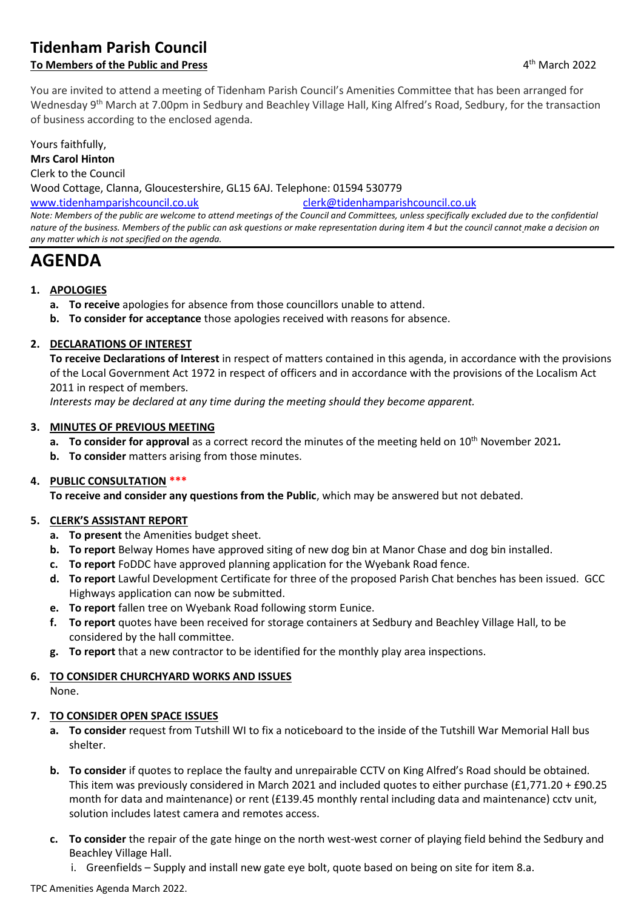# Tidenham Parish Council

**To Members of the Public and Press** 4th March 2022

You are invited to attend a meeting of Tidenham Parish Council's Amenities Committee that has been arranged for Wednesday 9th March at 7.00pm in Sedbury and Beachley Village Hall, King Alfred's Road, Sedbury, for the transaction of business according to the enclosed agenda.

Yours faithfully,
**Mrs Carol Hinton**
Clerk to the Council
Wood Cottage, Clanna, Gloucestershire, GL15 6AJ. Telephone: 01594 530779
www.tidenhamparishcouncil.co.uk clerk@tidenhamparishcouncil.co.uk

*Note: Members of the public are welcome to attend meetings of the Council and Committees, unless specifically excluded due to the confidential nature of the business. Members of the public can ask questions or make representation during item 4 but the council cannot make a decision on any matter which is not specified on the agenda.*

# AGENDA

1. **APOLOGIES**
   a. **To receive** apologies for absence from those councillors unable to attend.
   b. **To consider for acceptance** those apologies received with reasons for absence.

2. **DECLARATIONS OF INTEREST**
   **To receive Declarations of Interest** in respect of matters contained in this agenda, in accordance with the provisions of the Local Government Act 1972 in respect of officers and in accordance with the provisions of the Localism Act 2011 in respect of members.
   *Interests may be declared at any time during the meeting should they become apparent.*

3. **MINUTES OF PREVIOUS MEETING**
   a. **To consider for approval** as a correct record the minutes of the meeting held on 10th November 2021**.**
   b. **To consider** matters arising from those minutes.

4. **PUBLIC CONSULTATION** *****
   **To receive and consider any questions from the Public**, which may be answered but not debated.

5. **CLERK'S ASSISTANT REPORT**
   a. **To present** the Amenities budget sheet.
   b. **To report** Belway Homes have approved siting of new dog bin at Manor Chase and dog bin installed.
   c. **To report** FoDDC have approved planning application for the Wyebank Road fence.
   d. **To report** Lawful Development Certificate for three of the proposed Parish Chat benches has been issued. GCC Highways application can now be submitted.
   e. **To report** fallen tree on Wyebank Road following storm Eunice.
   f. **To report** quotes have been received for storage containers at Sedbury and Beachley Village Hall, to be considered by the hall committee.
   g. **To report** that a new contractor to be identified for the monthly play area inspections.

6. **TO CONSIDER CHURCHYARD WORKS AND ISSUES**
   None.

7. **TO CONSIDER OPEN SPACE ISSUES**
   a. **To consider** request from Tutshill WI to fix a noticeboard to the inside of the Tutshill War Memorial Hall bus shelter.
   b. **To consider** if quotes to replace the faulty and unrepairable CCTV on King Alfred's Road should be obtained. This item was previously considered in March 2021 and included quotes to either purchase (£1,771.20 + £90.25 month for data and maintenance) or rent (£139.45 monthly rental including data and maintenance) cctv unit, solution includes latest camera and remotes access.
   c. **To consider** the repair of the gate hinge on the north west-west corner of playing field behind the Sedbury and Beachley Village Hall.
      i. Greenfields – Supply and install new gate eye bolt, quote based on being on site for item 8.a.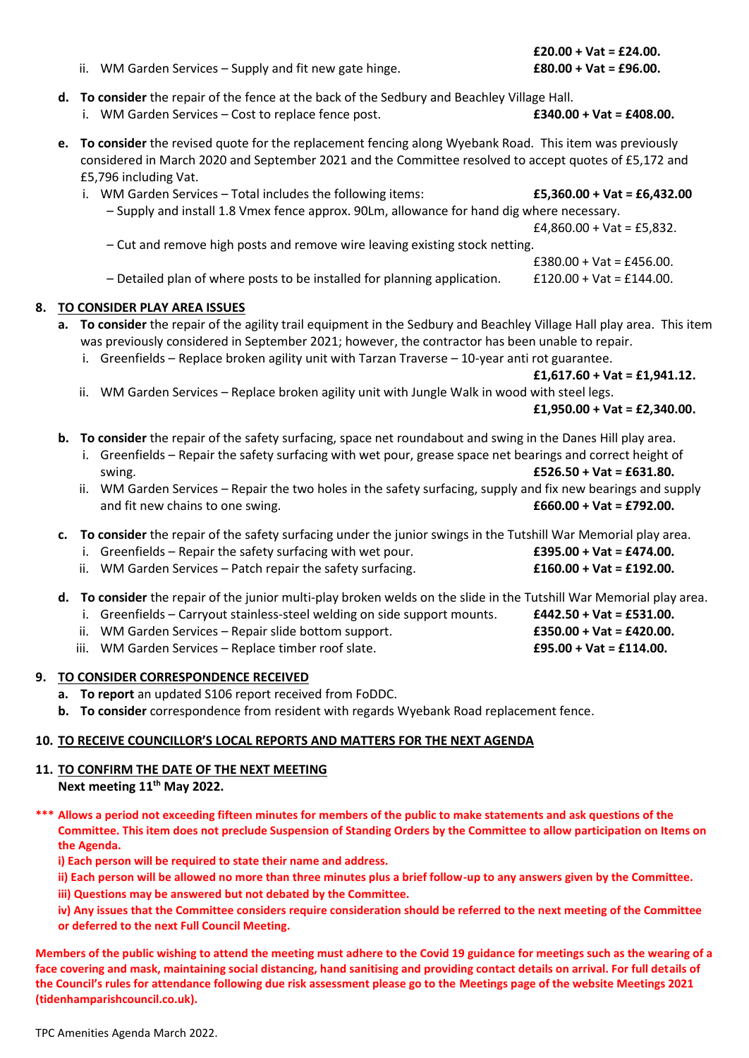**£20.00 + Vat = £24.00.**

ii. WM Garden Services – Supply and fit new gate hinge. **£80.00 + Vat = £96.00.**

d. **To consider** the repair of the fence at the back of the Sedbury and Beachley Village Hall.
   i. WM Garden Services – Cost to replace fence post. **£340.00 + Vat = £408.00.**

e. **To consider** the revised quote for the replacement fencing along Wyebank Road. This item was previously considered in March 2020 and September 2021 and the Committee resolved to accept quotes of £5,172 and £5,796 including Vat.
   i. WM Garden Services – Total includes the following items: **£5,360.00 + Vat = £6,432.00**
      – Supply and install 1.8 Vmex fence approx. 90Lm, allowance for hand dig where necessary. £4,860.00 + Vat = £5,832.
      – Cut and remove high posts and remove wire leaving existing stock netting. £380.00 + Vat = £456.00.
      – Detailed plan of where posts to be installed for planning application. £120.00 + Vat = £144.00.

**8. TO CONSIDER PLAY AREA ISSUES**

a. **To consider** the repair of the agility trail equipment in the Sedbury and Beachley Village Hall play area. This item was previously considered in September 2021; however, the contractor has been unable to repair.
   i. Greenfields – Replace broken agility unit with Tarzan Traverse – 10-year anti rot guarantee. **£1,617.60 + Vat = £1,941.12.**
   ii. WM Garden Services – Replace broken agility unit with Jungle Walk in wood with steel legs. **£1,950.00 + Vat = £2,340.00.**

b. **To consider** the repair of the safety surfacing, space net roundabout and swing in the Danes Hill play area.
   i. Greenfields – Repair the safety surfacing with wet pour, grease space net bearings and correct height of swing. **£526.50 + Vat = £631.80.**
   ii. WM Garden Services – Repair the two holes in the safety surfacing, supply and fix new bearings and supply and fit new chains to one swing. **£660.00 + Vat = £792.00.**

c. **To consider** the repair of the safety surfacing under the junior swings in the Tutshill War Memorial play area.
   i. Greenfields – Repair the safety surfacing with wet pour. **£395.00 + Vat = £474.00.**
   ii. WM Garden Services – Patch repair the safety surfacing. **£160.00 + Vat = £192.00.**

d. **To consider** the repair of the junior multi-play broken welds on the slide in the Tutshill War Memorial play area.
   i. Greenfields – Carryout stainless-steel welding on side support mounts. **£442.50 + Vat = £531.00.**
   ii. WM Garden Services – Repair slide bottom support. **£350.00 + Vat = £420.00.**
   iii. WM Garden Services – Replace timber roof slate. **£95.00 + Vat = £114.00.**

**9. TO CONSIDER CORRESPONDENCE RECEIVED**

a. **To report** an updated S106 report received from FoDDC.
b. **To consider** correspondence from resident with regards Wyebank Road replacement fence.

**10. TO RECEIVE COUNCILLOR'S LOCAL REPORTS AND MATTERS FOR THE NEXT AGENDA**

**11. TO CONFIRM THE DATE OF THE NEXT MEETING**
**Next meeting 11th May 2022.**

**\*\*\* Allows a period not exceeding fifteen minutes for members of the public to make statements and ask questions of the Committee. This item does not preclude Suspension of Standing Orders by the Committee to allow participation on Items on the Agenda.**
**i) Each person will be required to state their name and address.**
**ii) Each person will be allowed no more than three minutes plus a brief follow-up to any answers given by the Committee.**
**iii) Questions may be answered but not debated by the Committee.**
**iv) Any issues that the Committee considers require consideration should be referred to the next meeting of the Committee or deferred to the next Full Council Meeting.**

**Members of the public wishing to attend the meeting must adhere to the Covid 19 guidance for meetings such as the wearing of a face covering and mask, maintaining social distancing, hand sanitising and providing contact details on arrival. For full details of the Council's rules for attendance following due risk assessment please go to the Meetings page of the website Meetings 2021 (tidenhamparishcouncil.co.uk).**

TPC Amenities Agenda March 2022.